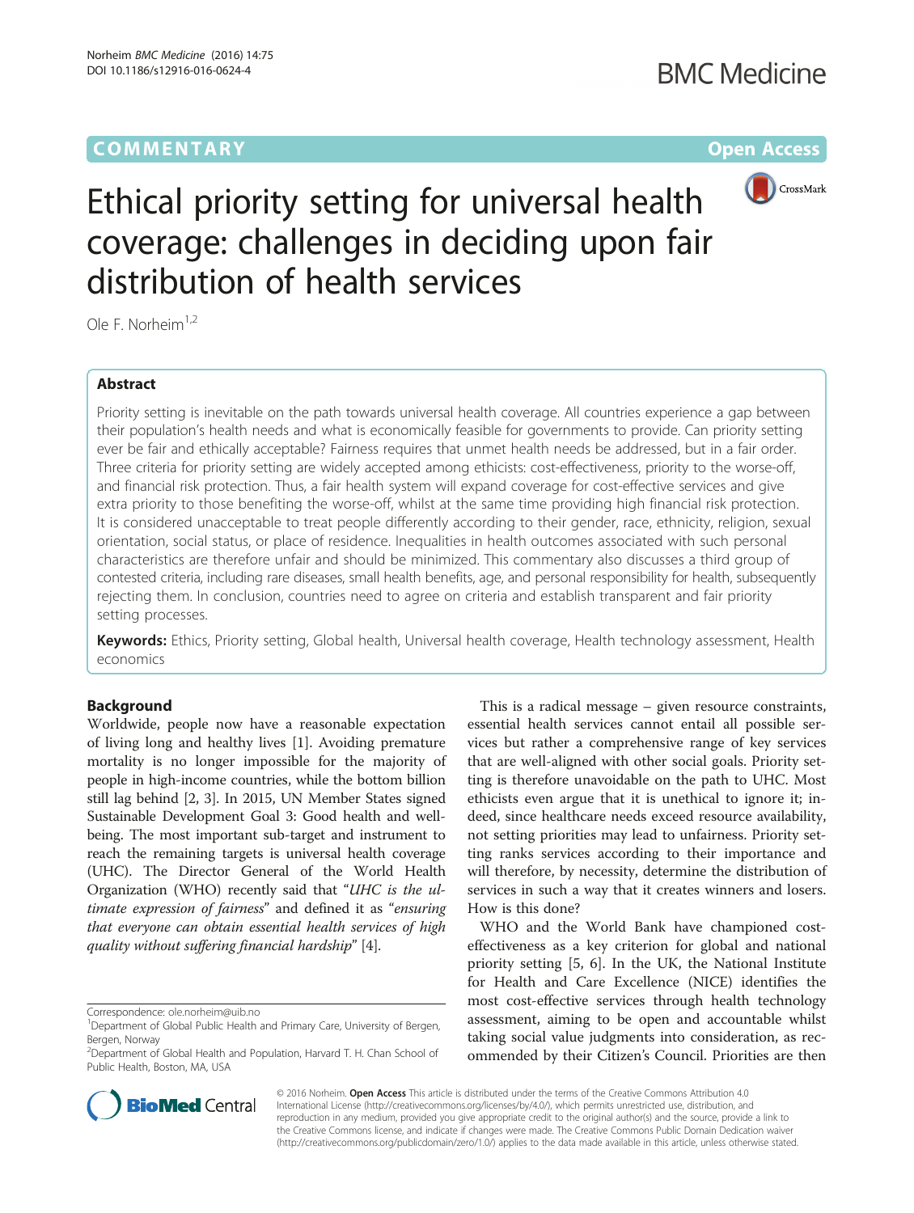COMMENTARY Open Access

# Ethical priority setting for universal health coverage: challenges in deciding upon fair distribution of health services

Ole F. Norheim[1,2]

## Abstract

Priority setting is inevitable on the path towards universal health coverage. All countries experience a gap between their population's health needs and what is economically feasible for governments to provide. Can priority setting ever be fair and ethically acceptable? Fairness requires that unmet health needs be addressed, but in a fair order. Three criteria for priority setting are widely accepted among ethicists: cost-effectiveness, priority to the worse-off, and financial risk protection. Thus, a fair health system will expand coverage for cost-effective services and give extra priority to those benefiting the worse-off, whilst at the same time providing high financial risk protection. It is considered unacceptable to treat people differently according to their gender, race, ethnicity, religion, sexual orientation, social status, or place of residence. Inequalities in health outcomes associated with such personal characteristics are therefore unfair and should be minimized. This commentary also discusses a third group of contested criteria, including rare diseases, small health benefits, age, and personal responsibility for health, subsequently rejecting them. In conclusion, countries need to agree on criteria and establish transparent and fair priority setting processes.

**Keywords:** Ethics, Priority setting, Global health, Universal health coverage, Health technology assessment, Health economics

## Background

Worldwide, people now have a reasonable expectation of living long and healthy lives [1]. Avoiding premature mortality is no longer impossible for the majority of people in high-income countries, while the bottom billion still lag behind [2, 3]. In 2015, UN Member States signed Sustainable Development Goal 3: Good health and well-being. The most important sub-target and instrument to reach the remaining targets is universal health coverage (UHC). The Director General of the World Health Organization (WHO) recently said that "*UHC is the ultimate expression of fairness*" and defined it as "*ensuring that everyone can obtain essential health services of high quality without suffering financial hardship*" [4].

This is a radical message – given resource constraints, essential health services cannot entail all possible services but rather a comprehensive range of key services that are well-aligned with other social goals. Priority setting is therefore unavoidable on the path to UHC. Most ethicists even argue that it is unethical to ignore it; indeed, since healthcare needs exceed resource availability, not setting priorities may lead to unfairness. Priority setting ranks services according to their importance and will therefore, by necessity, determine the distribution of services in such a way that it creates winners and losers. How is this done?

WHO and the World Bank have championed cost-effectiveness as a key criterion for global and national priority setting [5, 6]. In the UK, the National Institute for Health and Care Excellence (NICE) identifies the most cost-effective services through health technology assessment, aiming to be open and accountable whilst taking social value judgments into consideration, as recommended by their Citizen's Council. Priorities are then

Correspondence: ole.norheim@uib.no
[1]Department of Global Public Health and Primary Care, University of Bergen, Bergen, Norway
[2]Department of Global Health and Population, Harvard T. H. Chan School of Public Health, Boston, MA, USA

© 2016 Norheim. **Open Access** This article is distributed under the terms of the Creative Commons Attribution 4.0 International License (http://creativecommons.org/licenses/by/4.0/), which permits unrestricted use, distribution, and reproduction in any medium, provided you give appropriate credit to the original author(s) and the source, provide a link to the Creative Commons license, and indicate if changes were made. The Creative Commons Public Domain Dedication waiver (http://creativecommons.org/publicdomain/zero/1.0/) applies to the data made available in this article, unless otherwise stated.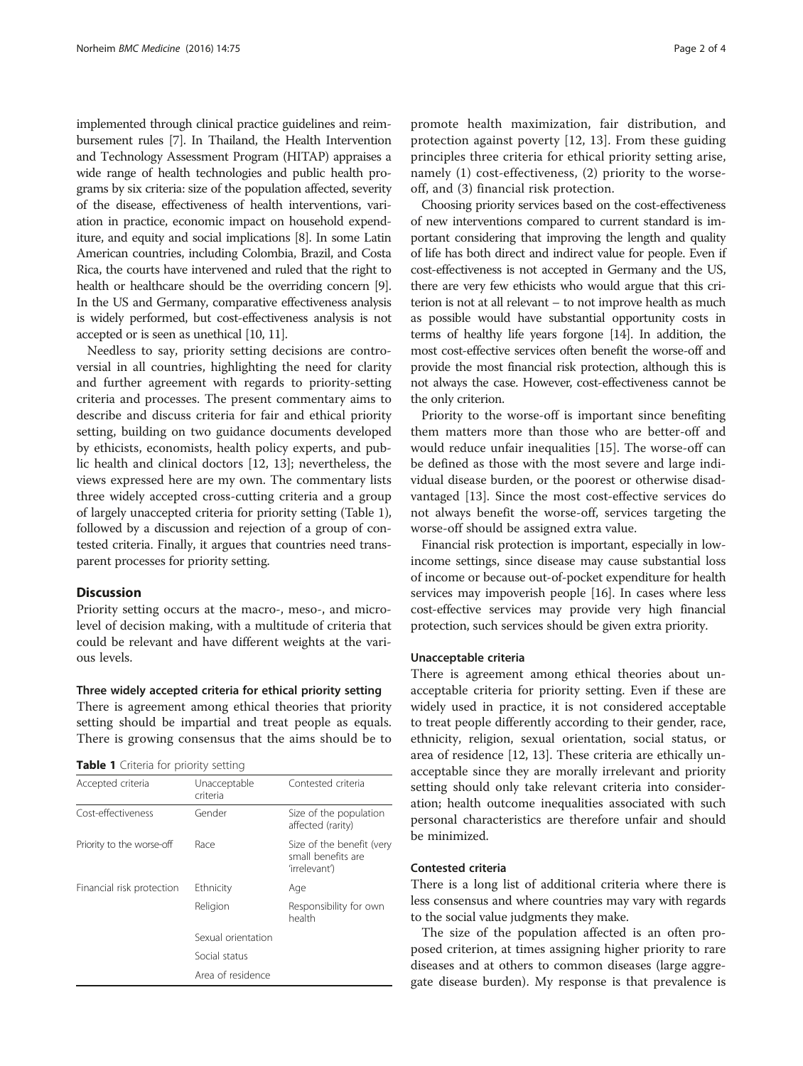implemented through clinical practice guidelines and reimbursement rules [7]. In Thailand, the Health Intervention and Technology Assessment Program (HITAP) appraises a wide range of health technologies and public health programs by six criteria: size of the population affected, severity of the disease, effectiveness of health interventions, variation in practice, economic impact on household expenditure, and equity and social implications [8]. In some Latin American countries, including Colombia, Brazil, and Costa Rica, the courts have intervened and ruled that the right to health or healthcare should be the overriding concern [9]. In the US and Germany, comparative effectiveness analysis is widely performed, but cost-effectiveness analysis is not accepted or is seen as unethical [10, 11].

Needless to say, priority setting decisions are controversial in all countries, highlighting the need for clarity and further agreement with regards to priority-setting criteria and processes. The present commentary aims to describe and discuss criteria for fair and ethical priority setting, building on two guidance documents developed by ethicists, economists, health policy experts, and public health and clinical doctors [12, 13]; nevertheless, the views expressed here are my own. The commentary lists three widely accepted cross-cutting criteria and a group of largely unaccepted criteria for priority setting (Table 1), followed by a discussion and rejection of a group of contested criteria. Finally, it argues that countries need transparent processes for priority setting.

## Discussion

Priority setting occurs at the macro-, meso-, and micro-level of decision making, with a multitude of criteria that could be relevant and have different weights at the various levels.

### Three widely accepted criteria for ethical priority setting

There is agreement among ethical theories that priority setting should be impartial and treat people as equals. There is growing consensus that the aims should be to promote health maximization, fair distribution, and protection against poverty [12, 13]. From these guiding principles three criteria for ethical priority setting arise, namely (1) cost-effectiveness, (2) priority to the worse-off, and (3) financial risk protection.

**Table 1** Criteria for priority setting

| Accepted criteria | Unacceptable criteria | Contested criteria |
|---|---|---|
| Cost-effectiveness | Gender | Size of the population affected (rarity) |
| Priority to the worse-off | Race | Size of the benefit (very small benefits are 'irrelevant') |
| Financial risk protection | Ethnicity | Age |
| | Religion | Responsibility for own health |
| | Sexual orientation | |
| | Social status | |
| | Area of residence | |

Choosing priority services based on the cost-effectiveness of new interventions compared to current standard is important considering that improving the length and quality of life has both direct and indirect value for people. Even if cost-effectiveness is not accepted in Germany and the US, there are very few ethicists who would argue that this criterion is not at all relevant – to not improve health as much as possible would have substantial opportunity costs in terms of healthy life years forgone [14]. In addition, the most cost-effective services often benefit the worse-off and provide the most financial risk protection, although this is not always the case. However, cost-effectiveness cannot be the only criterion.

Priority to the worse-off is important since benefiting them matters more than those who are better-off and would reduce unfair inequalities [15]. The worse-off can be defined as those with the most severe and large individual disease burden, or the poorest or otherwise disadvantaged [13]. Since the most cost-effective services do not always benefit the worse-off, services targeting the worse-off should be assigned extra value.

Financial risk protection is important, especially in low-income settings, since disease may cause substantial loss of income or because out-of-pocket expenditure for health services may impoverish people [16]. In cases where less cost-effective services may provide very high financial protection, such services should be given extra priority.

### Unacceptable criteria

There is agreement among ethical theories about unacceptable criteria for priority setting. Even if these are widely used in practice, it is not considered acceptable to treat people differently according to their gender, race, ethnicity, religion, sexual orientation, social status, or area of residence [12, 13]. These criteria are ethically unacceptable since they are morally irrelevant and priority setting should only take relevant criteria into consideration; health outcome inequalities associated with such personal characteristics are therefore unfair and should be minimized.

### Contested criteria

There is a long list of additional criteria where there is less consensus and where countries may vary with regards to the social value judgments they make.

The size of the population affected is an often proposed criterion, at times assigning higher priority to rare diseases and at others to common diseases (large aggregate disease burden). My response is that prevalence is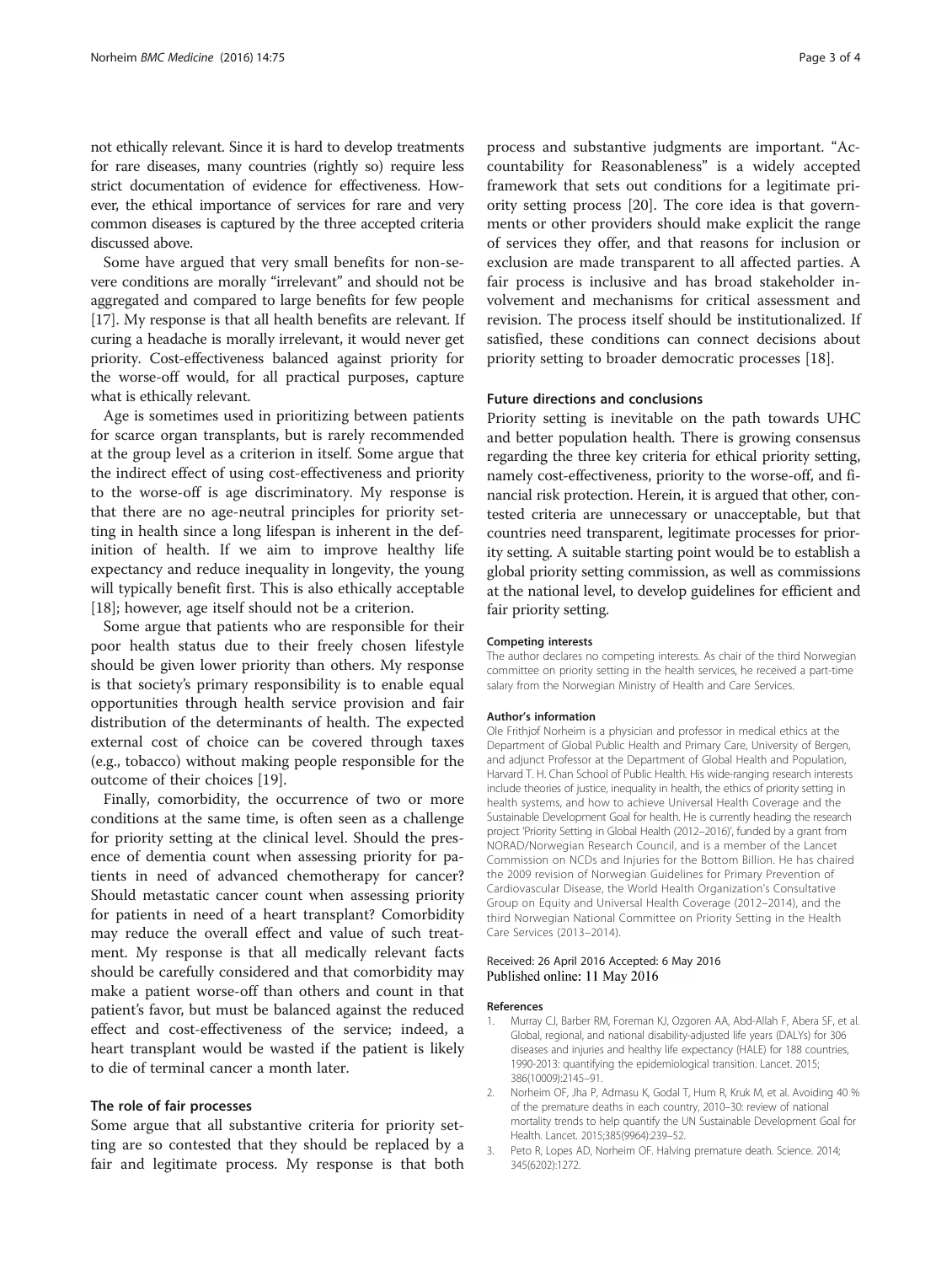not ethically relevant. Since it is hard to develop treatments for rare diseases, many countries (rightly so) require less strict documentation of evidence for effectiveness. However, the ethical importance of services for rare and very common diseases is captured by the three accepted criteria discussed above.

Some have argued that very small benefits for non-severe conditions are morally "irrelevant" and should not be aggregated and compared to large benefits for few people [17]. My response is that all health benefits are relevant. If curing a headache is morally irrelevant, it would never get priority. Cost-effectiveness balanced against priority for the worse-off would, for all practical purposes, capture what is ethically relevant.

Age is sometimes used in prioritizing between patients for scarce organ transplants, but is rarely recommended at the group level as a criterion in itself. Some argue that the indirect effect of using cost-effectiveness and priority to the worse-off is age discriminatory. My response is that there are no age-neutral principles for priority setting in health since a long lifespan is inherent in the definition of health. If we aim to improve healthy life expectancy and reduce inequality in longevity, the young will typically benefit first. This is also ethically acceptable [18]; however, age itself should not be a criterion.

Some argue that patients who are responsible for their poor health status due to their freely chosen lifestyle should be given lower priority than others. My response is that society's primary responsibility is to enable equal opportunities through health service provision and fair distribution of the determinants of health. The expected external cost of choice can be covered through taxes (e.g., tobacco) without making people responsible for the outcome of their choices [19].

Finally, comorbidity, the occurrence of two or more conditions at the same time, is often seen as a challenge for priority setting at the clinical level. Should the presence of dementia count when assessing priority for patients in need of advanced chemotherapy for cancer? Should metastatic cancer count when assessing priority for patients in need of a heart transplant? Comorbidity may reduce the overall effect and value of such treatment. My response is that all medically relevant facts should be carefully considered and that comorbidity may make a patient worse-off than others and count in that patient's favor, but must be balanced against the reduced effect and cost-effectiveness of the service; indeed, a heart transplant would be wasted if the patient is likely to die of terminal cancer a month later.

### The role of fair processes

Some argue that all substantive criteria for priority setting are so contested that they should be replaced by a fair and legitimate process. My response is that both process and substantive judgments are important. "Accountability for Reasonableness" is a widely accepted framework that sets out conditions for a legitimate priority setting process [20]. The core idea is that governments or other providers should make explicit the range of services they offer, and that reasons for inclusion or exclusion are made transparent to all affected parties. A fair process is inclusive and has broad stakeholder involvement and mechanisms for critical assessment and revision. The process itself should be institutionalized. If satisfied, these conditions can connect decisions about priority setting to broader democratic processes [18].

## Future directions and conclusions

Priority setting is inevitable on the path towards UHC and better population health. There is growing consensus regarding the three key criteria for ethical priority setting, namely cost-effectiveness, priority to the worse-off, and financial risk protection. Herein, it is argued that other, contested criteria are unnecessary or unacceptable, but that countries need transparent, legitimate processes for priority setting. A suitable starting point would be to establish a global priority setting commission, as well as commissions at the national level, to develop guidelines for efficient and fair priority setting.

#### Competing interests

The author declares no competing interests. As chair of the third Norwegian committee on priority setting in the health services, he received a part-time salary from the Norwegian Ministry of Health and Care Services.

#### Author's information

Ole Frithjof Norheim is a physician and professor in medical ethics at the Department of Global Public Health and Primary Care, University of Bergen, and adjunct Professor at the Department of Global Health and Population, Harvard T. H. Chan School of Public Health. His wide-ranging research interests include theories of justice, inequality in health, the ethics of priority setting in health systems, and how to achieve Universal Health Coverage and the Sustainable Development Goal for health. He is currently heading the research project 'Priority Setting in Global Health (2012–2016)', funded by a grant from NORAD/Norwegian Research Council, and is a member of the Lancet Commission on NCDs and Injuries for the Bottom Billion. He has chaired the 2009 revision of Norwegian Guidelines for Primary Prevention of Cardiovascular Disease, the World Health Organization's Consultative Group on Equity and Universal Health Coverage (2012–2014), and the third Norwegian National Committee on Priority Setting in the Health Care Services (2013–2014).

Received: 26 April 2016 Accepted: 6 May 2016
Published online: 11 May 2016

#### References

1. Murray CJ, Barber RM, Foreman KJ, Ozgoren AA, Abd-Allah F, Abera SF, et al. Global, regional, and national disability-adjusted life years (DALYs) for 306 diseases and injuries and healthy life expectancy (HALE) for 188 countries, 1990-2013: quantifying the epidemiological transition. Lancet. 2015; 386(10009):2145–91.
2. Norheim OF, Jha P, Admasu K, Godal T, Hum R, Kruk M, et al. Avoiding 40 % of the premature deaths in each country, 2010–30: review of national mortality trends to help quantify the UN Sustainable Development Goal for Health. Lancet. 2015;385(9964):239–52.
3. Peto R, Lopes AD, Norheim OF. Halving premature death. Science. 2014; 345(6202):1272.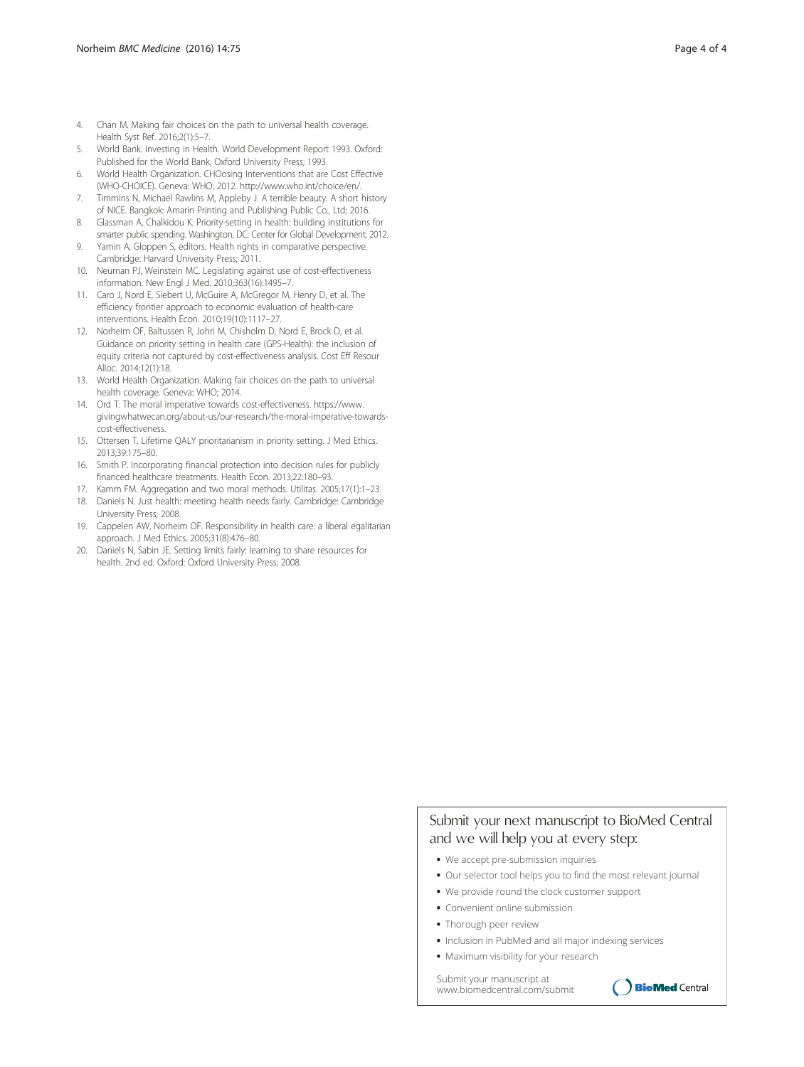4. Chan M. Making fair choices on the path to universal health coverage. Health Syst Ref. 2016;2(1):5–7.
5. World Bank. Investing in Health. World Development Report 1993. Oxford: Published for the World Bank, Oxford University Press; 1993.
6. World Health Organization. CHOosing Interventions that are Cost Effective (WHO-CHOICE). Geneva: WHO; 2012. http://www.who.int/choice/en/.
7. Timmins N, Michael Rawlins M, Appleby J. A terrible beauty. A short history of NICE. Bangkok: Amarin Printing and Publishing Public Co., Ltd; 2016.
8. Glassman A, Chalkidou K. Priority-setting in health: building institutions for smarter public spending. Washington, DC: Center for Global Development; 2012.
9. Yamin A, Gloppen S, editors. Health rights in comparative perspective. Cambridge: Harvard University Press; 2011.
10. Neuman PJ, Weinstein MC. Legislating against use of cost-effectiveness information. New Engl J Med. 2010;363(16):1495–7.
11. Caro J, Nord E, Siebert U, McGuire A, McGregor M, Henry D, et al. The efficiency frontier approach to economic evaluation of health-care interventions. Health Econ. 2010;19(10):1117–27.
12. Norheim OF, Baltussen R, Johri M, Chisholm D, Nord E, Brock D, et al. Guidance on priority setting in health care (GPS-Health): the inclusion of equity criteria not captured by cost-effectiveness analysis. Cost Eff Resour Alloc. 2014;12(1):18.
13. World Health Organization. Making fair choices on the path to universal health coverage. Geneva: WHO; 2014.
14. Ord T. The moral imperative towards cost-effectiveness. https://www.givingwhatwecan.org/about-us/our-research/the-moral-imperative-towards-cost-effectiveness.
15. Ottersen T. Lifetime QALY prioritarianism in priority setting. J Med Ethics. 2013;39:175–80.
16. Smith P. Incorporating financial protection into decision rules for publicly financed healthcare treatments. Health Econ. 2013;22:180–93.
17. Kamm FM. Aggregation and two moral methods. Utilitas. 2005;17(1):1–23.
18. Daniels N. Just health: meeting health needs fairly. Cambridge: Cambridge University Press; 2008.
19. Cappelen AW, Norheim OF. Responsibility in health care: a liberal egalitarian approach. J Med Ethics. 2005;31(8):476–80.
20. Daniels N, Sabin JE. Setting limits fairly: learning to share resources for health. 2nd ed. Oxford: Oxford University Press; 2008.

Submit your next manuscript to BioMed Central and we will help you at every step:

- We accept pre-submission inquiries
- Our selector tool helps you to find the most relevant journal
- We provide round the clock customer support
- Convenient online submission
- Thorough peer review
- Inclusion in PubMed and all major indexing services
- Maximum visibility for your research

Submit your manuscript at
www.biomedcentral.com/submit

BioMed Central